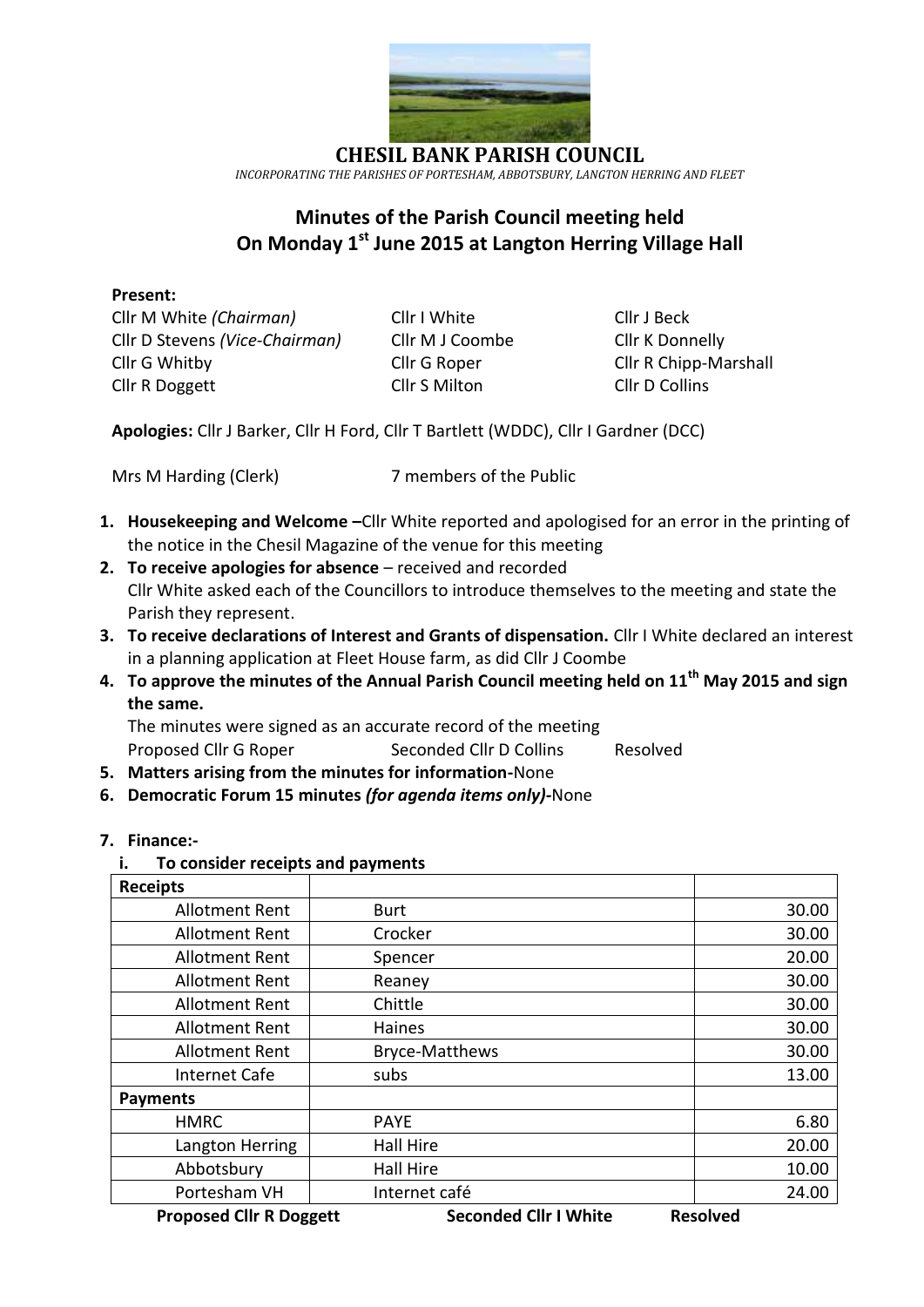# CHESIL BANK PARISH COUNCIL

*INCORPORATING THE PARISHES OF PORTESHAM, ABBOTSBURY, LANGTON HERRING AND FLEET*

## Minutes of the Parish Council meeting held On Monday 1st June 2015 at Langton Herring Village Hall

**Present:**

| | | |
|---|---|---|
| Cllr M White *(Chairman)* | Cllr I White | Cllr J Beck |
| Cllr D Stevens *(Vice-Chairman)* | Cllr M J Coombe | Cllr K Donnelly |
| Cllr G Whitby | Cllr G Roper | Cllr R Chipp-Marshall |
| Cllr R Doggett | Cllr S Milton | Cllr D Collins |

**Apologies:** Cllr J Barker, Cllr H Ford, Cllr T Bartlett (WDDC), Cllr I Gardner (DCC)

Mrs M Harding (Clerk) 7 members of the Public

1. **Housekeeping and Welcome –**Cllr White reported and apologised for an error in the printing of the notice in the Chesil Magazine of the venue for this meeting
2. **To receive apologies for absence** – received and recorded
   Cllr White asked each of the Councillors to introduce themselves to the meeting and state the Parish they represent.
3. **To receive declarations of Interest and Grants of dispensation.** Cllr I White declared an interest in a planning application at Fleet House farm, as did Cllr J Coombe
4. **To approve the minutes of the Annual Parish Council meeting held on 11th May 2015 and sign the same.**
   The minutes were signed as an accurate record of the meeting
   Proposed Cllr G Roper Seconded Cllr D Collins Resolved
5. **Matters arising from the minutes for information**-None
6. **Democratic Forum 15 minutes *(for agenda items only)***-None
7. **Finance:-**

   **i. To consider receipts and payments**

| **Receipts** | | |
|---|---|---|
| Allotment Rent | Burt | 30.00 |
| Allotment Rent | Crocker | 30.00 |
| Allotment Rent | Spencer | 20.00 |
| Allotment Rent | Reaney | 30.00 |
| Allotment Rent | Chittle | 30.00 |
| Allotment Rent | Haines | 30.00 |
| Allotment Rent | Bryce-Matthews | 30.00 |
| Internet Cafe | subs | 13.00 |
| **Payments** | | |
| HMRC | PAYE | 6.80 |
| Langton Herring | Hall Hire | 20.00 |
| Abbotsbury | Hall Hire | 10.00 |
| Portesham VH | Internet café | 24.00 |

**Proposed Cllr R Doggett Seconded Cllr I White Resolved**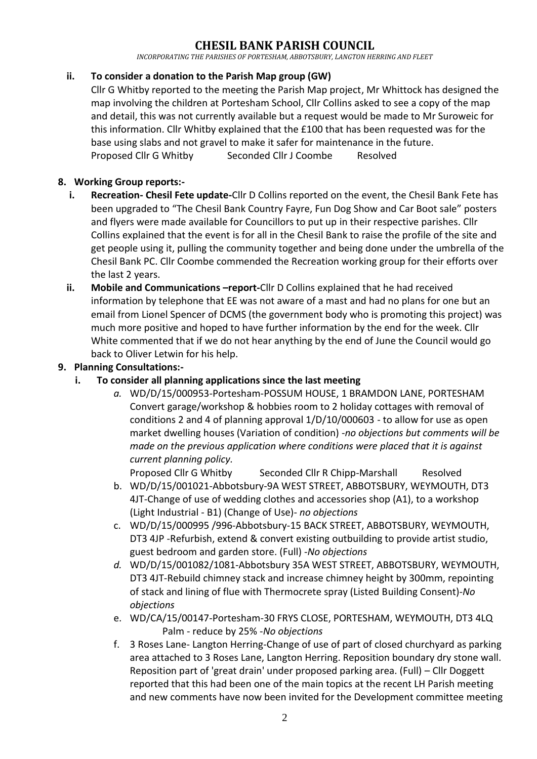# CHESIL BANK PARISH COUNCIL

*INCORPORATING THE PARISHES OF PORTESHAM, ABBOTSBURY, LANGTON HERRING AND FLEET*

**ii. To consider a donation to the Parish Map group (GW)**

Cllr G Whitby reported to the meeting the Parish Map project, Mr Whittock has designed the map involving the children at Portesham School, Cllr Collins asked to see a copy of the map and detail, this was not currently available but a request would be made to Mr Suroweic for this information. Cllr Whitby explained that the £100 that has been requested was for the base using slabs and not gravel to make it safer for maintenance in the future.
Proposed Cllr G Whitby Seconded Cllr J Coombe Resolved

**8. Working Group reports:-**

- **i. Recreation- Chesil Fete update-**Cllr D Collins reported on the event, the Chesil Bank Fete has been upgraded to "The Chesil Bank Country Fayre, Fun Dog Show and Car Boot sale" posters and flyers were made available for Councillors to put up in their respective parishes. Cllr Collins explained that the event is for all in the Chesil Bank to raise the profile of the site and get people using it, pulling the community together and being done under the umbrella of the Chesil Bank PC. Cllr Coombe commended the Recreation working group for their efforts over the last 2 years.
- **ii. Mobile and Communications –report-**Cllr D Collins explained that he had received information by telephone that EE was not aware of a mast and had no plans for one but an email from Lionel Spencer of DCMS (the government body who is promoting this project) was much more positive and hoped to have further information by the end for the week. Cllr White commented that if we do not hear anything by the end of June the Council would go back to Oliver Letwin for his help.

**9. Planning Consultations:-**

**i. To consider all planning applications since the last meeting**

- *a.* WD/D/15/000953-Portesham-POSSUM HOUSE, 1 BRAMDON LANE, PORTESHAM Convert garage/workshop & hobbies room to 2 holiday cottages with removal of conditions 2 and 4 of planning approval 1/D/10/000603 - to allow for use as open market dwelling houses (Variation of condition) -*no objections but comments will be made on the previous application where conditions were placed that it is against current planning policy.*
  Proposed Cllr G Whitby Seconded Cllr R Chipp-Marshall Resolved
- b. WD/D/15/001021-Abbotsbury-9A WEST STREET, ABBOTSBURY, WEYMOUTH, DT3 4JT-Change of use of wedding clothes and accessories shop (A1), to a workshop (Light Industrial - B1) (Change of Use)- *no objections*
- c. WD/D/15/000995 /996-Abbotsbury-15 BACK STREET, ABBOTSBURY, WEYMOUTH, DT3 4JP -Refurbish, extend & convert existing outbuilding to provide artist studio, guest bedroom and garden store. (Full) -*No objections*
- *d.* WD/D/15/001082/1081-Abbotsbury 35A WEST STREET, ABBOTSBURY, WEYMOUTH, DT3 4JT-Rebuild chimney stack and increase chimney height by 300mm, repointing of stack and lining of flue with Thermocrete spray (Listed Building Consent)-*No objections*
- e. WD/CA/15/00147-Portesham-30 FRYS CLOSE, PORTESHAM, WEYMOUTH, DT3 4LQ Palm - reduce by 25% -*No objections*
- f. 3 Roses Lane- Langton Herring-Change of use of part of closed churchyard as parking area attached to 3 Roses Lane, Langton Herring. Reposition boundary dry stone wall. Reposition part of 'great drain' under proposed parking area. (Full) – Cllr Doggett reported that this had been one of the main topics at the recent LH Parish meeting and new comments have now been invited for the Development committee meeting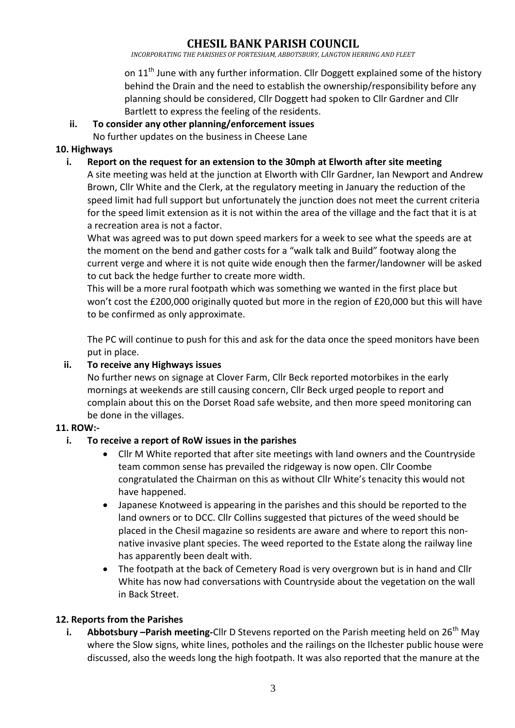on 11th June with any further information. Cllr Doggett explained some of the history behind the Drain and the need to establish the ownership/responsibility before any planning should be considered, Cllr Doggett had spoken to Cllr Gardner and Cllr Bartlett to express the feeling of the residents.

**ii. To consider any other planning/enforcement issues**

No further updates on the business in Cheese Lane

**10. Highways**

**i. Report on the request for an extension to the 30mph at Elworth after site meeting**

A site meeting was held at the junction at Elworth with Cllr Gardner, Ian Newport and Andrew Brown, Cllr White and the Clerk, at the regulatory meeting in January the reduction of the speed limit had full support but unfortunately the junction does not meet the current criteria for the speed limit extension as it is not within the area of the village and the fact that it is at a recreation area is not a factor.

What was agreed was to put down speed markers for a week to see what the speeds are at the moment on the bend and gather costs for a "walk talk and Build" footway along the current verge and where it is not quite wide enough then the farmer/landowner will be asked to cut back the hedge further to create more width.

This will be a more rural footpath which was something we wanted in the first place but won't cost the £200,000 originally quoted but more in the region of £20,000 but this will have to be confirmed as only approximate.

The PC will continue to push for this and ask for the data once the speed monitors have been put in place.

**ii. To receive any Highways issues**

No further news on signage at Clover Farm, Cllr Beck reported motorbikes in the early mornings at weekends are still causing concern, Cllr Beck urged people to report and complain about this on the Dorset Road safe website, and then more speed monitoring can be done in the villages.

**11. ROW:-**

**i. To receive a report of RoW issues in the parishes**

- Cllr M White reported that after site meetings with land owners and the Countryside team common sense has prevailed the ridgeway is now open. Cllr Coombe congratulated the Chairman on this as without Cllr White's tenacity this would not have happened.
- Japanese Knotweed is appearing in the parishes and this should be reported to the land owners or to DCC. Cllr Collins suggested that pictures of the weed should be placed in the Chesil magazine so residents are aware and where to report this non-native invasive plant species. The weed reported to the Estate along the railway line has apparently been dealt with.
- The footpath at the back of Cemetery Road is very overgrown but is in hand and Cllr White has now had conversations with Countryside about the vegetation on the wall in Back Street.

**12. Reports from the Parishes**

**i. Abbotsbury –Parish meeting-**Cllr D Stevens reported on the Parish meeting held on 26th May where the Slow signs, white lines, potholes and the railings on the Ilchester public house were discussed, also the weeds long the high footpath. It was also reported that the manure at the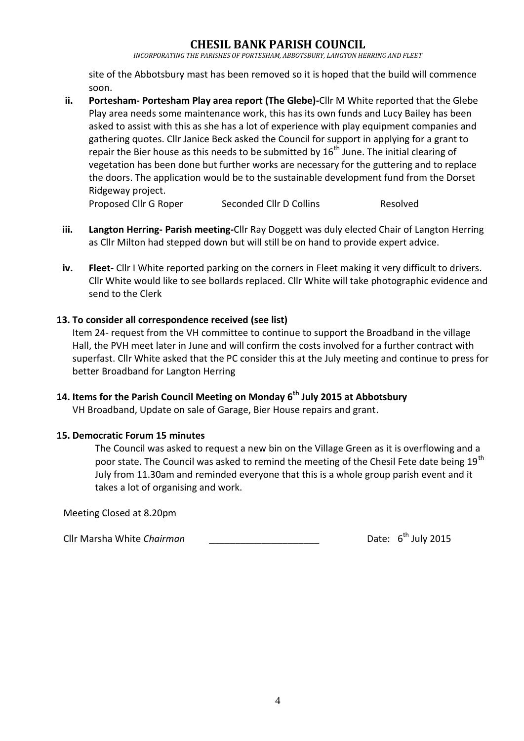site of the Abbotsbury mast has been removed so it is hoped that the build will commence soon.

ii. **Portesham- Portesham Play area report (The Glebe)-**Cllr M White reported that the Glebe Play area needs some maintenance work, this has its own funds and Lucy Bailey has been asked to assist with this as she has a lot of experience with play equipment companies and gathering quotes. Cllr Janice Beck asked the Council for support in applying for a grant to repair the Bier house as this needs to be submitted by 16th June. The initial clearing of vegetation has been done but further works are necessary for the guttering and to replace the doors. The application would be to the sustainable development fund from the Dorset Ridgeway project.

   Proposed Cllr G Roper Seconded Cllr D Collins Resolved

iii. **Langton Herring- Parish meeting-**Cllr Ray Doggett was duly elected Chair of Langton Herring as Cllr Milton had stepped down but will still be on hand to provide expert advice.

iv. **Fleet-** Cllr I White reported parking on the corners in Fleet making it very difficult to drivers. Cllr White would like to see bollards replaced. Cllr White will take photographic evidence and send to the Clerk

**13. To consider all correspondence received (see list)**

Item 24- request from the VH committee to continue to support the Broadband in the village Hall, the PVH meet later in June and will confirm the costs involved for a further contract with superfast. Cllr White asked that the PC consider this at the July meeting and continue to press for better Broadband for Langton Herring

**14. Items for the Parish Council Meeting on Monday 6th July 2015 at Abbotsbury**

VH Broadband, Update on sale of Garage, Bier House repairs and grant.

**15. Democratic Forum 15 minutes**

The Council was asked to request a new bin on the Village Green as it is overflowing and a poor state. The Council was asked to remind the meeting of the Chesil Fete date being 19th July from 11.30am and reminded everyone that this is a whole group parish event and it takes a lot of organising and work.

Meeting Closed at 8.20pm

Cllr Marsha White *Chairman* \_\_\_\_\_\_\_\_\_\_\_\_\_\_\_\_\_\_\_\_\_ Date: 6th July 2015